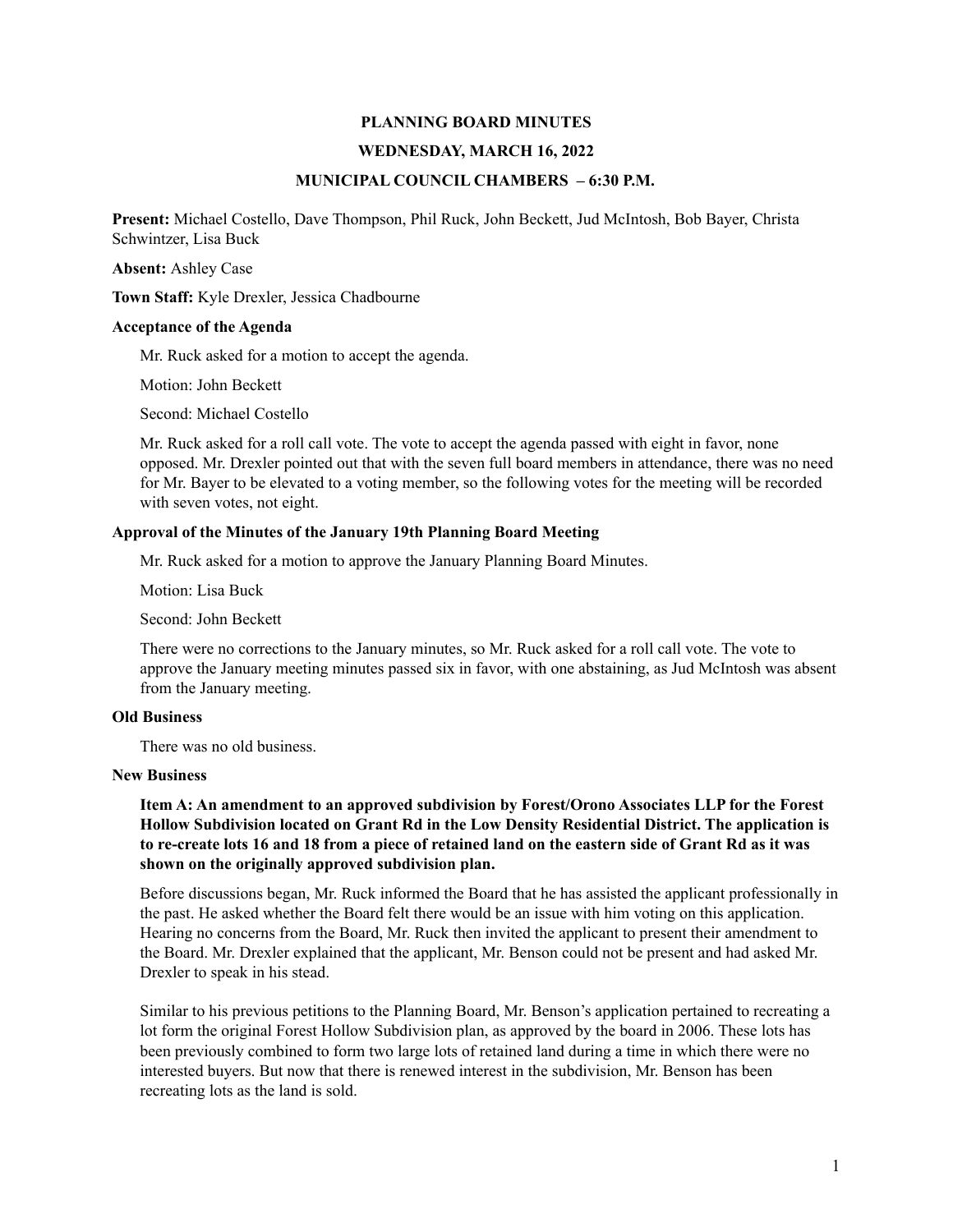# PLANNING BOARD MINUTES

## WEDNESDAY, MARCH 16, 2022

## MUNICIPAL COUNCIL CHAMBERS – 6:30 P.M.

**Present:** Michael Costello, Dave Thompson, Phil Ruck, John Beckett, Jud McIntosh, Bob Bayer, Christa Schwintzer, Lisa Buck

**Absent:** Ashley Case

**Town Staff:** Kyle Drexler, Jessica Chadbourne

### Acceptance of the Agenda

Mr. Ruck asked for a motion to accept the agenda.

Motion: John Beckett

Second: Michael Costello

Mr. Ruck asked for a roll call vote. The vote to accept the agenda passed with eight in favor, none opposed. Mr. Drexler pointed out that with the seven full board members in attendance, there was no need for Mr. Bayer to be elevated to a voting member, so the following votes for the meeting will be recorded with seven votes, not eight.

### Approval of the Minutes of the January 19th Planning Board Meeting

Mr. Ruck asked for a motion to approve the January Planning Board Minutes.

Motion: Lisa Buck

Second: John Beckett

There were no corrections to the January minutes, so Mr. Ruck asked for a roll call vote. The vote to approve the January meeting minutes passed six in favor, with one abstaining, as Jud McIntosh was absent from the January meeting.

### Old Business

There was no old business.

### New Business

**Item A: An amendment to an approved subdivision by Forest/Orono Associates LLP for the Forest Hollow Subdivision located on Grant Rd in the Low Density Residential District. The application is to re-create lots 16 and 18 from a piece of retained land on the eastern side of Grant Rd as it was shown on the originally approved subdivision plan.**

Before discussions began, Mr. Ruck informed the Board that he has assisted the applicant professionally in the past. He asked whether the Board felt there would be an issue with him voting on this application. Hearing no concerns from the Board, Mr. Ruck then invited the applicant to present their amendment to the Board. Mr. Drexler explained that the applicant, Mr. Benson could not be present and had asked Mr. Drexler to speak in his stead.

Similar to his previous petitions to the Planning Board, Mr. Benson's application pertained to recreating a lot form the original Forest Hollow Subdivision plan, as approved by the board in 2006. These lots has been previously combined to form two large lots of retained land during a time in which there were no interested buyers. But now that there is renewed interest in the subdivision, Mr. Benson has been recreating lots as the land is sold.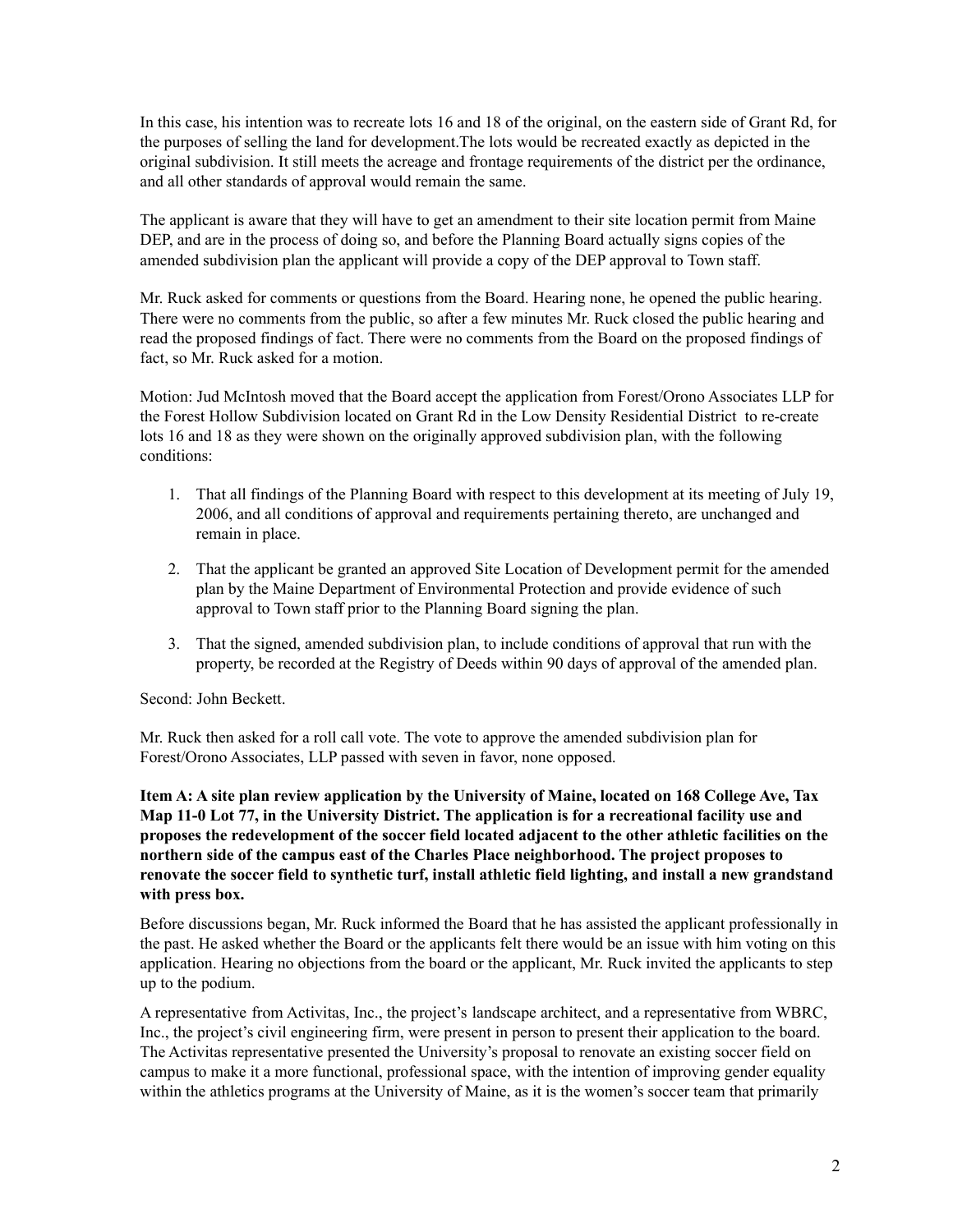In this case, his intention was to recreate lots 16 and 18 of the original, on the eastern side of Grant Rd, for the purposes of selling the land for development.The lots would be recreated exactly as depicted in the original subdivision. It still meets the acreage and frontage requirements of the district per the ordinance, and all other standards of approval would remain the same.

The applicant is aware that they will have to get an amendment to their site location permit from Maine DEP, and are in the process of doing so, and before the Planning Board actually signs copies of the amended subdivision plan the applicant will provide a copy of the DEP approval to Town staff.

Mr. Ruck asked for comments or questions from the Board. Hearing none, he opened the public hearing. There were no comments from the public, so after a few minutes Mr. Ruck closed the public hearing and read the proposed findings of fact. There were no comments from the Board on the proposed findings of fact, so Mr. Ruck asked for a motion.

Motion: Jud McIntosh moved that the Board accept the application from Forest/Orono Associates LLP for the Forest Hollow Subdivision located on Grant Rd in the Low Density Residential District to re-create lots 16 and 18 as they were shown on the originally approved subdivision plan, with the following conditions:

1. That all findings of the Planning Board with respect to this development at its meeting of July 19, 2006, and all conditions of approval and requirements pertaining thereto, are unchanged and remain in place.
2. That the applicant be granted an approved Site Location of Development permit for the amended plan by the Maine Department of Environmental Protection and provide evidence of such approval to Town staff prior to the Planning Board signing the plan.
3. That the signed, amended subdivision plan, to include conditions of approval that run with the property, be recorded at the Registry of Deeds within 90 days of approval of the amended plan.

Second: John Beckett.

Mr. Ruck then asked for a roll call vote. The vote to approve the amended subdivision plan for Forest/Orono Associates, LLP passed with seven in favor, none opposed.

**Item A: A site plan review application by the University of Maine, located on 168 College Ave, Tax Map 11-0 Lot 77, in the University District. The application is for a recreational facility use and proposes the redevelopment of the soccer field located adjacent to the other athletic facilities on the northern side of the campus east of the Charles Place neighborhood. The project proposes to renovate the soccer field to synthetic turf, install athletic field lighting, and install a new grandstand with press box.**

Before discussions began, Mr. Ruck informed the Board that he has assisted the applicant professionally in the past. He asked whether the Board or the applicants felt there would be an issue with him voting on this application. Hearing no objections from the board or the applicant, Mr. Ruck invited the applicants to step up to the podium.

A representative from Activitas, Inc., the project's landscape architect, and a representative from WBRC, Inc., the project's civil engineering firm, were present in person to present their application to the board. The Activitas representative presented the University's proposal to renovate an existing soccer field on campus to make it a more functional, professional space, with the intention of improving gender equality within the athletics programs at the University of Maine, as it is the women's soccer team that primarily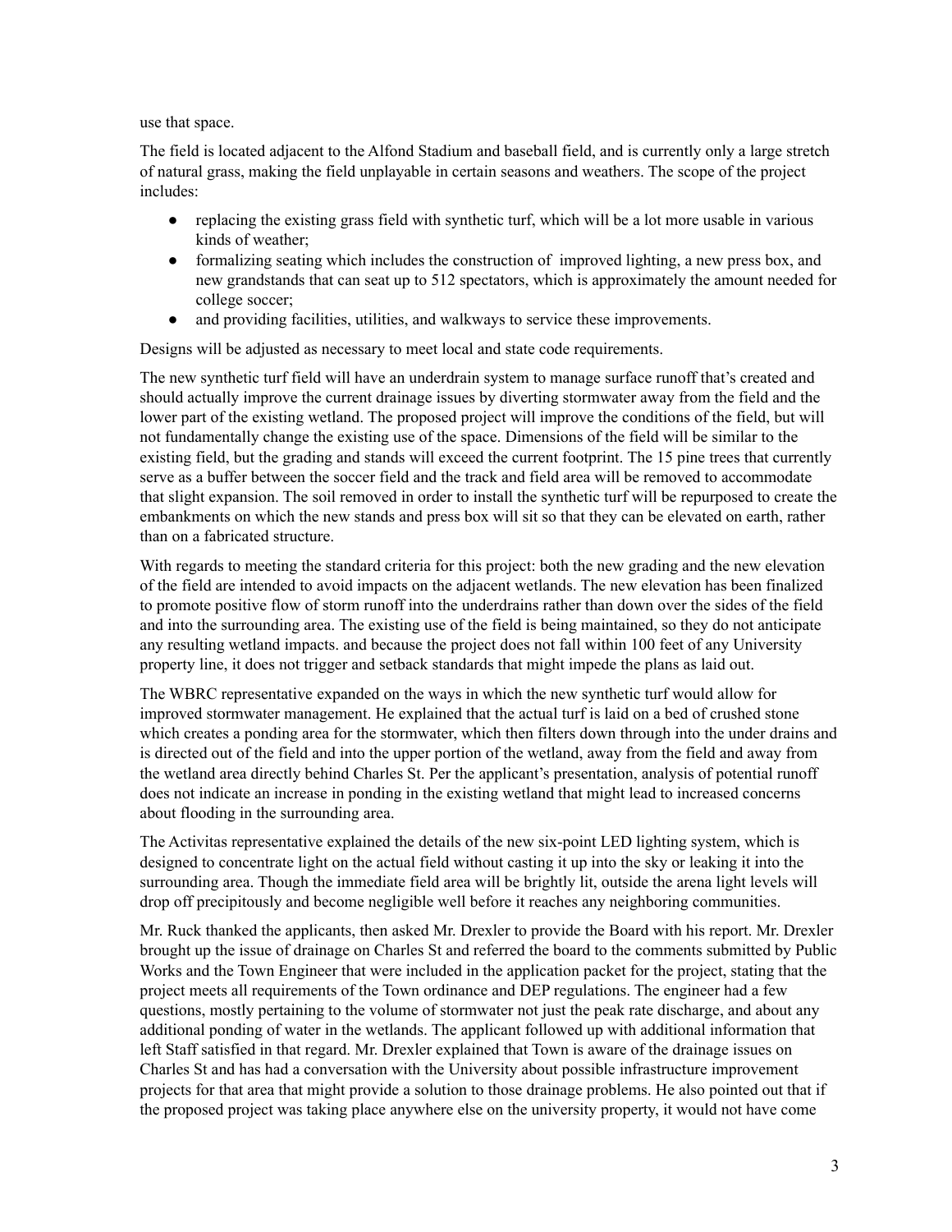use that space.

The field is located adjacent to the Alfond Stadium and baseball field, and is currently only a large stretch of natural grass, making the field unplayable in certain seasons and weathers. The scope of the project includes:

- replacing the existing grass field with synthetic turf, which will be a lot more usable in various kinds of weather;
- formalizing seating which includes the construction of improved lighting, a new press box, and new grandstands that can seat up to 512 spectators, which is approximately the amount needed for college soccer;
- and providing facilities, utilities, and walkways to service these improvements.

Designs will be adjusted as necessary to meet local and state code requirements.

The new synthetic turf field will have an underdrain system to manage surface runoff that's created and should actually improve the current drainage issues by diverting stormwater away from the field and the lower part of the existing wetland. The proposed project will improve the conditions of the field, but will not fundamentally change the existing use of the space. Dimensions of the field will be similar to the existing field, but the grading and stands will exceed the current footprint. The 15 pine trees that currently serve as a buffer between the soccer field and the track and field area will be removed to accommodate that slight expansion. The soil removed in order to install the synthetic turf will be repurposed to create the embankments on which the new stands and press box will sit so that they can be elevated on earth, rather than on a fabricated structure.

With regards to meeting the standard criteria for this project: both the new grading and the new elevation of the field are intended to avoid impacts on the adjacent wetlands. The new elevation has been finalized to promote positive flow of storm runoff into the underdrains rather than down over the sides of the field and into the surrounding area. The existing use of the field is being maintained, so they do not anticipate any resulting wetland impacts. and because the project does not fall within 100 feet of any University property line, it does not trigger and setback standards that might impede the plans as laid out.

The WBRC representative expanded on the ways in which the new synthetic turf would allow for improved stormwater management. He explained that the actual turf is laid on a bed of crushed stone which creates a ponding area for the stormwater, which then filters down through into the under drains and is directed out of the field and into the upper portion of the wetland, away from the field and away from the wetland area directly behind Charles St. Per the applicant's presentation, analysis of potential runoff does not indicate an increase in ponding in the existing wetland that might lead to increased concerns about flooding in the surrounding area.

The Activitas representative explained the details of the new six-point LED lighting system, which is designed to concentrate light on the actual field without casting it up into the sky or leaking it into the surrounding area. Though the immediate field area will be brightly lit, outside the arena light levels will drop off precipitously and become negligible well before it reaches any neighboring communities.

Mr. Ruck thanked the applicants, then asked Mr. Drexler to provide the Board with his report. Mr. Drexler brought up the issue of drainage on Charles St and referred the board to the comments submitted by Public Works and the Town Engineer that were included in the application packet for the project, stating that the project meets all requirements of the Town ordinance and DEP regulations. The engineer had a few questions, mostly pertaining to the volume of stormwater not just the peak rate discharge, and about any additional ponding of water in the wetlands. The applicant followed up with additional information that left Staff satisfied in that regard. Mr. Drexler explained that Town is aware of the drainage issues on Charles St and has had a conversation with the University about possible infrastructure improvement projects for that area that might provide a solution to those drainage problems. He also pointed out that if the proposed project was taking place anywhere else on the university property, it would not have come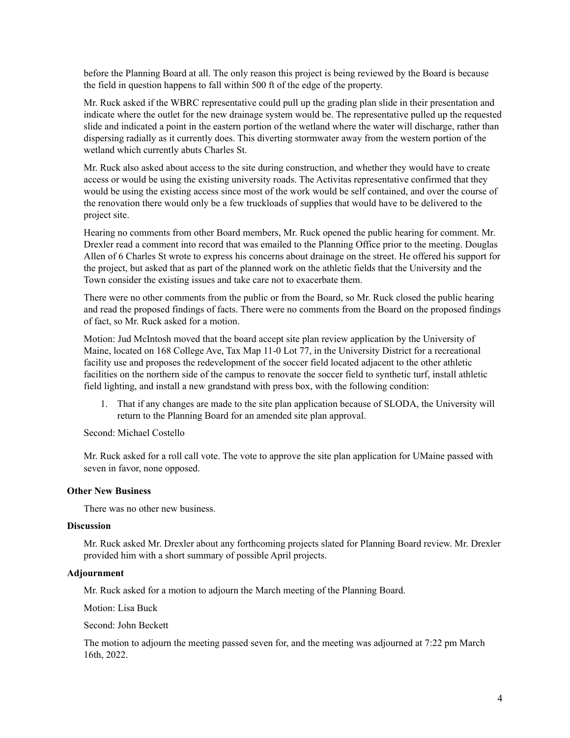before the Planning Board at all. The only reason this project is being reviewed by the Board is because the field in question happens to fall within 500 ft of the edge of the property.

Mr. Ruck asked if the WBRC representative could pull up the grading plan slide in their presentation and indicate where the outlet for the new drainage system would be. The representative pulled up the requested slide and indicated a point in the eastern portion of the wetland where the water will discharge, rather than dispersing radially as it currently does. This diverting stormwater away from the western portion of the wetland which currently abuts Charles St.

Mr. Ruck also asked about access to the site during construction, and whether they would have to create access or would be using the existing university roads. The Activitas representative confirmed that they would be using the existing access since most of the work would be self contained, and over the course of the renovation there would only be a few truckloads of supplies that would have to be delivered to the project site.

Hearing no comments from other Board members, Mr. Ruck opened the public hearing for comment. Mr. Drexler read a comment into record that was emailed to the Planning Office prior to the meeting. Douglas Allen of 6 Charles St wrote to express his concerns about drainage on the street. He offered his support for the project, but asked that as part of the planned work on the athletic fields that the University and the Town consider the existing issues and take care not to exacerbate them.

There were no other comments from the public or from the Board, so Mr. Ruck closed the public hearing and read the proposed findings of facts. There were no comments from the Board on the proposed findings of fact, so Mr. Ruck asked for a motion.

Motion: Jud McIntosh moved that the board accept site plan review application by the University of Maine, located on 168 College Ave, Tax Map 11-0 Lot 77, in the University District for a recreational facility use and proposes the redevelopment of the soccer field located adjacent to the other athletic facilities on the northern side of the campus to renovate the soccer field to synthetic turf, install athletic field lighting, and install a new grandstand with press box, with the following condition:

1. That if any changes are made to the site plan application because of SLODA, the University will return to the Planning Board for an amended site plan approval.

Second: Michael Costello

Mr. Ruck asked for a roll call vote. The vote to approve the site plan application for UMaine passed with seven in favor, none opposed.

**Other New Business**

There was no other new business.

**Discussion**

Mr. Ruck asked Mr. Drexler about any forthcoming projects slated for Planning Board review. Mr. Drexler provided him with a short summary of possible April projects.

**Adjournment**

Mr. Ruck asked for a motion to adjourn the March meeting of the Planning Board.

Motion: Lisa Buck

Second: John Beckett

The motion to adjourn the meeting passed seven for, and the meeting was adjourned at 7:22 pm March 16th, 2022.